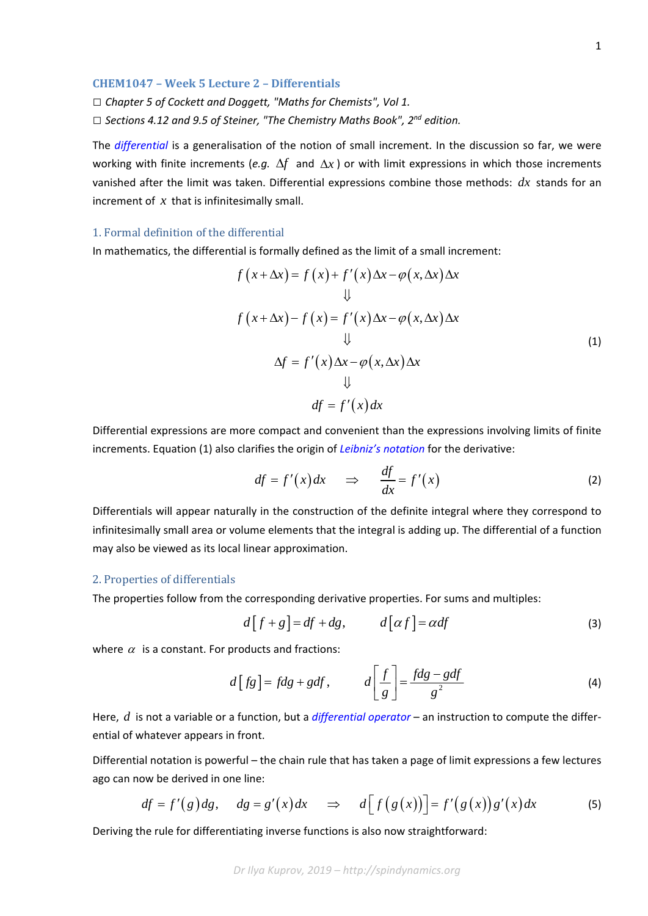# CHEM1047 – Week 5 Lecture 2 – Differentials

☐ *Chapter 5 of Cockett and Doggett, "Maths for Chemists", Vol 1.*

☐ *Sections 4.12 and 9.5 of Steiner, "The Chemistry Maths Book", 2[nd] edition.*

The *differential* is a generalisation of the notion of small increment. In the discussion so far, we were working with finite increments (*e.g.* $\Delta f$ and $\Delta x$) or with limit expressions in which those increments vanished after the limit was taken. Differential expressions combine those methods: $dx$ stands for an increment of $x$ that is infinitesimally small.

## 1. Formal definition of the differential

In mathematics, the differential is formally defined as the limit of a small increment:

$$
\begin{gathered}
f(x+\Delta x) = f(x) + f'(x)\Delta x - \varphi(x,\Delta x)\Delta x \\
\Downarrow \\
f(x+\Delta x) - f(x) = f'(x)\Delta x - \varphi(x,\Delta x)\Delta x \\
\Downarrow \\
\Delta f = f'(x)\Delta x - \varphi(x,\Delta x)\Delta x \\
\Downarrow \\
df = f'(x)dx
\end{gathered}
\tag{1}
$$

Differential expressions are more compact and convenient than the expressions involving limits of finite increments. Equation (1) also clarifies the origin of *Leibniz's notation* for the derivative:

$$
df = f'(x)dx \quad \Rightarrow \quad \frac{df}{dx} = f'(x) \tag{2}
$$

Differentials will appear naturally in the construction of the definite integral where they correspond to infinitesimally small area or volume elements that the integral is adding up. The differential of a function may also be viewed as its local linear approximation.

## 2. Properties of differentials

The properties follow from the corresponding derivative properties. For sums and multiples:

$$
d[f+g] = df + dg, \qquad d[\alpha f] = \alpha df \tag{3}
$$

where $\alpha$ is a constant. For products and fractions:

$$
d[fg] = fdg + gdf, \qquad d\left[\frac{f}{g}\right] = \frac{fdg - gdf}{g^2} \tag{4}
$$

Here, $d$ is not a variable or a function, but a *differential operator* – an instruction to compute the differential of whatever appears in front.

Differential notation is powerful – the chain rule that has taken a page of limit expressions a few lectures ago can now be derived in one line:

$$
df = f'(g)dg, \quad dg = g'(x)dx \quad \Rightarrow \quad d\big[f(g(x))\big] = f'(g(x))g'(x)dx \tag{5}
$$

Deriving the rule for differentiating inverse functions is also now straightforward: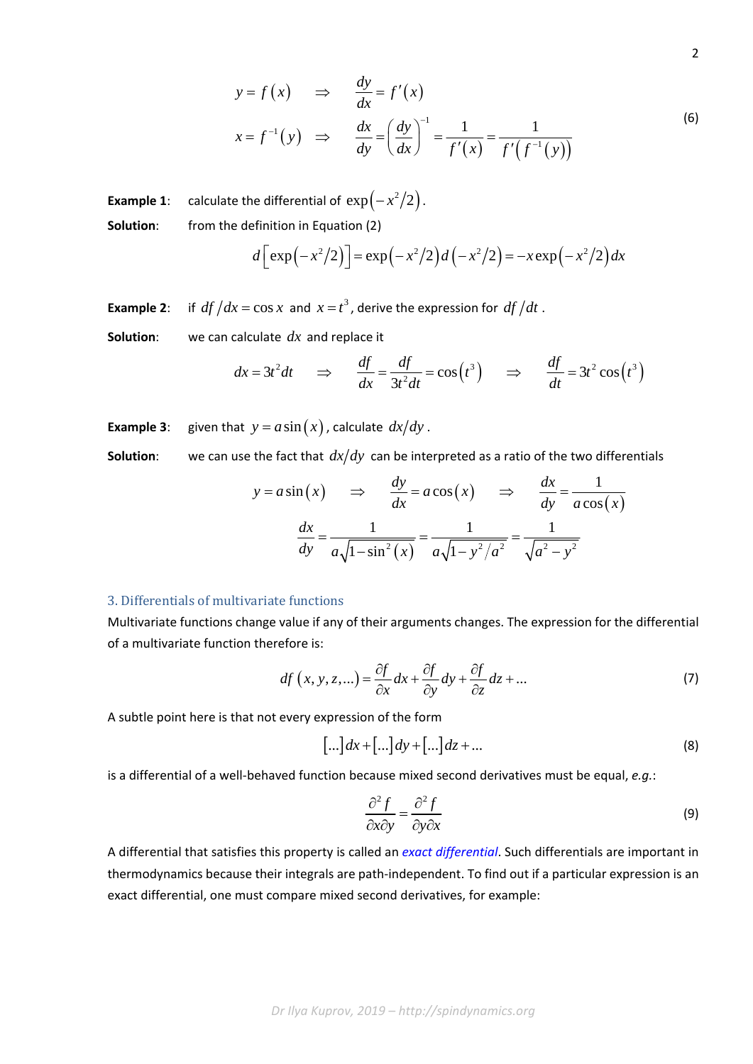$$y = f(x) \quad \Rightarrow \quad \frac{dy}{dx} = f'(x)$$

$$x = f^{-1}(y) \quad \Rightarrow \quad \frac{dx}{dy} = \left(\frac{dy}{dx}\right)^{-1} = \frac{1}{f'(x)} = \frac{1}{f'\left(f^{-1}(y)\right)} \tag{6}$$

**Example 1**: calculate the differential of $\exp\left(-x^2/2\right)$.

**Solution**: from the definition in Equation (2)

$$d\left[\exp\left(-x^2/2\right)\right] = \exp\left(-x^2/2\right) d\left(-x^2/2\right) = -x\exp\left(-x^2/2\right)dx$$

**Example 2**: if $df/dx = \cos x$ and $x = t^3$, derive the expression for $df/dt$.

**Solution**: we can calculate $dx$ and replace it

$$dx = 3t^2 dt \quad \Rightarrow \quad \frac{df}{dx} = \frac{df}{3t^2 dt} = \cos\left(t^3\right) \quad \Rightarrow \quad \frac{df}{dt} = 3t^2\cos\left(t^3\right)$$

**Example 3**: given that $y = a\sin(x)$, calculate $dx/dy$.

**Solution**: we can use the fact that $dx/dy$ can be interpreted as a ratio of the two differentials

$$y = a\sin(x) \quad \Rightarrow \quad \frac{dy}{dx} = a\cos(x) \quad \Rightarrow \quad \frac{dx}{dy} = \frac{1}{a\cos(x)}$$

$$\frac{dx}{dy} = \frac{1}{a\sqrt{1-\sin^2(x)}} = \frac{1}{a\sqrt{1-y^2/a^2}} = \frac{1}{\sqrt{a^2-y^2}}$$

## 3. Differentials of multivariate functions

Multivariate functions change value if any of their arguments changes. The expression for the differential of a multivariate function therefore is:

$$df(x, y, z, \ldots) = \frac{\partial f}{\partial x}dx + \frac{\partial f}{\partial y}dy + \frac{\partial f}{\partial z}dz + \ldots \tag{7}$$

A subtle point here is that not every expression of the form

$$[\ldots]dx + [\ldots]dy + [\ldots]dz + \ldots \tag{8}$$

is a differential of a well-behaved function because mixed second derivatives must be equal, *e.g.*:

$$\frac{\partial^2 f}{\partial x \partial y} = \frac{\partial^2 f}{\partial y \partial x} \tag{9}$$

A differential that satisfies this property is called an *exact differential*. Such differentials are important in thermodynamics because their integrals are path-independent. To find out if a particular expression is an exact differential, one must compare mixed second derivatives, for example: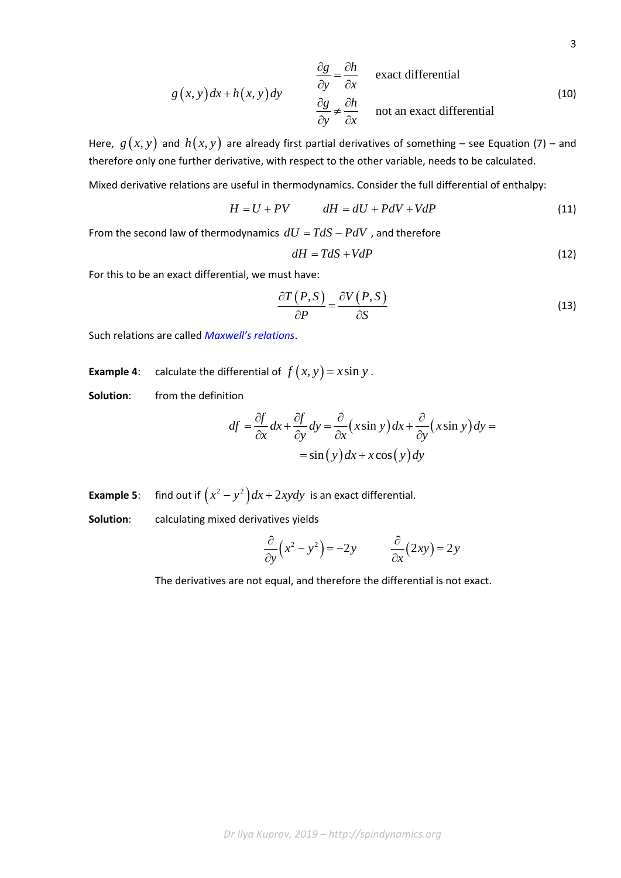$$g(x,y)\,dx + h(x,y)\,dy \qquad \begin{array}{ll} \dfrac{\partial g}{\partial y} = \dfrac{\partial h}{\partial x} & \text{exact differential} \\[2ex] \dfrac{\partial g}{\partial y} \neq \dfrac{\partial h}{\partial x} & \text{not an exact differential} \end{array} \tag{10}$$

Here, $g(x,y)$ and $h(x,y)$ are already first partial derivatives of something – see Equation (7) – and therefore only one further derivative, with respect to the other variable, needs to be calculated.

Mixed derivative relations are useful in thermodynamics. Consider the full differential of enthalpy:

$$H = U + PV \qquad dH = dU + PdV + VdP \tag{11}$$

From the second law of thermodynamics $dU = TdS - PdV$ , and therefore

$$dH = TdS + VdP \tag{12}$$

For this to be an exact differential, we must have:

$$\frac{\partial T(P,S)}{\partial P} = \frac{\partial V(P,S)}{\partial S} \tag{13}$$

Such relations are called *Maxwell's relations*.

**Example 4**: calculate the differential of $f(x,y) = x\sin y$ .

**Solution**: from the definition

$$df = \frac{\partial f}{\partial x}dx + \frac{\partial f}{\partial y}dy = \frac{\partial}{\partial x}(x\sin y)\,dx + \frac{\partial}{\partial y}(x\sin y)\,dy =$$
$$= \sin(y)\,dx + x\cos(y)\,dy$$

**Example 5**: find out if $(x^2 - y^2)dx + 2xydy$ is an exact differential.

**Solution**: calculating mixed derivatives yields

$$\frac{\partial}{\partial y}(x^2 - y^2) = -2y \qquad \frac{\partial}{\partial x}(2xy) = 2y$$

The derivatives are not equal, and therefore the differential is not exact.